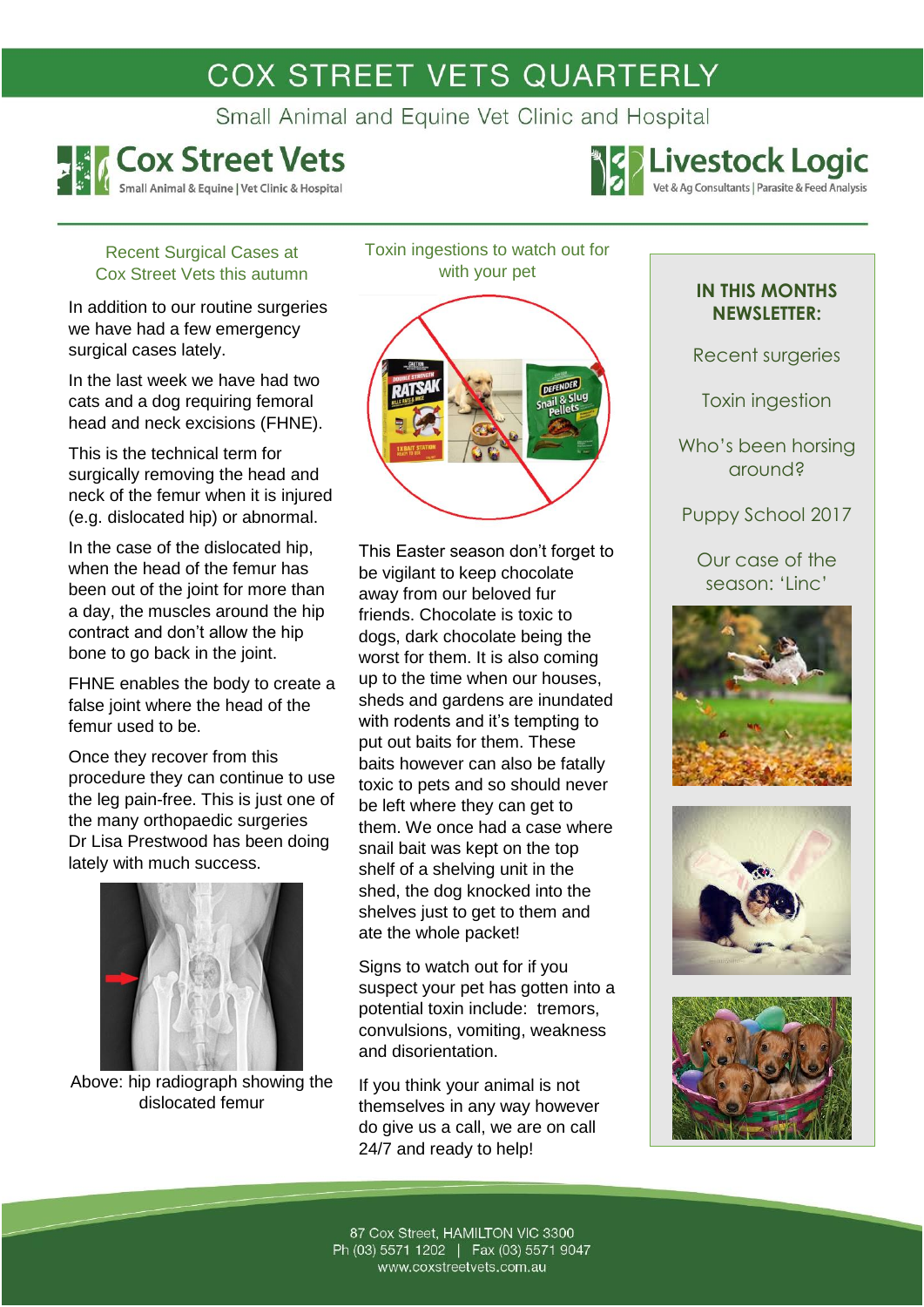# COX STREET VETS QUARTERLY

Small Animal and Equine Vet Clinic and Hospital

Cox Street Vets — Small Animal & Equine | Vet Clinic & Hospital

Livestock Logic — Vet & Ag Consultants | Parasite & Feed Analysis

## Recent Surgical Cases at Cox Street Vets this autumn

In addition to our routine surgeries we have had a few emergency surgical cases lately.

In the last week we have had two cats and a dog requiring femoral head and neck excisions (FHNE).

This is the technical term for surgically removing the head and neck of the femur when it is injured (e.g. dislocated hip) or abnormal.

In the case of the dislocated hip, when the head of the femur has been out of the joint for more than a day, the muscles around the hip contract and don't allow the hip bone to go back in the joint.

FHNE enables the body to create a false joint where the head of the femur used to be.

Once they recover from this procedure they can continue to use the leg pain-free. This is just one of the many orthopaedic surgeries Dr Lisa Prestwood has been doing lately with much success.

Above: hip radiograph showing the dislocated femur

## Toxin ingestions to watch out for with your pet

This Easter season don't forget to be vigilant to keep chocolate away from our beloved fur friends. Chocolate is toxic to dogs, dark chocolate being the worst for them. It is also coming up to the time when our houses, sheds and gardens are inundated with rodents and it's tempting to put out baits for them. These baits however can also be fatally toxic to pets and so should never be left where they can get to them. We once had a case where snail bait was kept on the top shelf of a shelving unit in the shed, the dog knocked into the shelves just to get to them and ate the whole packet!

Signs to watch out for if you suspect your pet has gotten into a potential toxin include: tremors, convulsions, vomiting, weakness and disorientation.

If you think your animal is not themselves in any way however do give us a call, we are on call 24/7 and ready to help!

## IN THIS MONTHS NEWSLETTER:

- Recent surgeries
- Toxin ingestion
- Who's been horsing around?
- Puppy School 2017
- Our case of the season: 'Linc'

87 Cox Street, HAMILTON VIC 3300
Ph (03) 5571 1202 | Fax (03) 5571 9047
www.coxstreetvets.com.au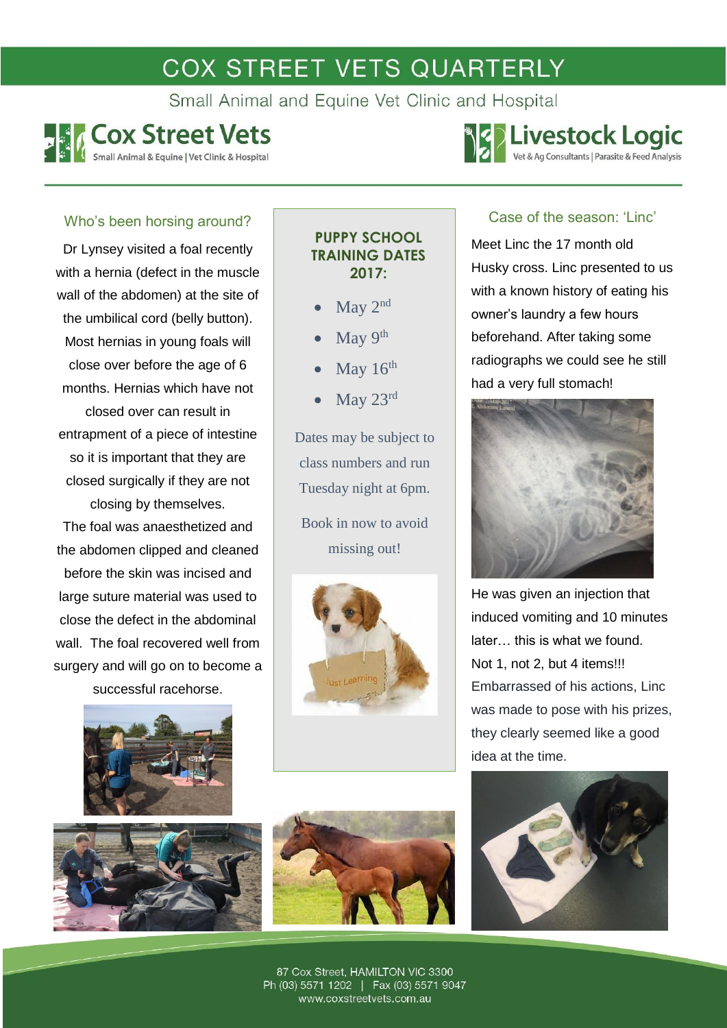# COX STREET VETS QUARTERLY

Small Animal and Equine Vet Clinic and Hospital

Cox Street Vets
Small Animal & Equine | Vet Clinic & Hospital

Livestock Logic
Vet & Ag Consultants | Parasite & Feed Analysis

## Who's been horsing around?

Dr Lynsey visited a foal recently with a hernia (defect in the muscle wall of the abdomen) at the site of the umbilical cord (belly button). Most hernias in young foals will close over before the age of 6 months. Hernias which have not closed over can result in entrapment of a piece of intestine so it is important that they are closed surgically if they are not closing by themselves.

The foal was anaesthetized and the abdomen clipped and cleaned before the skin was incised and large suture material was used to close the defect in the abdominal wall. The foal recovered well from surgery and will go on to become a successful racehorse.

## PUPPY SCHOOL TRAINING DATES 2017:

- May 2nd
- May 9th
- May 16th
- May 23rd

Dates may be subject to class numbers and run Tuesday night at 6pm.

Book in now to avoid missing out!

## Case of the season: 'Linc'

Meet Linc the 17 month old Husky cross. Linc presented to us with a known history of eating his owner's laundry a few hours beforehand. After taking some radiographs we could see he still had a very full stomach!

He was given an injection that induced vomiting and 10 minutes later… this is what we found. Not 1, not 2, but 4 items!!!

Embarrassed of his actions, Linc was made to pose with his prizes, they clearly seemed like a good idea at the time.

87 Cox Street, HAMILTON VIC 3300
Ph (03) 5571 1202 | Fax (03) 5571 9047
www.coxstreetvets.com.au